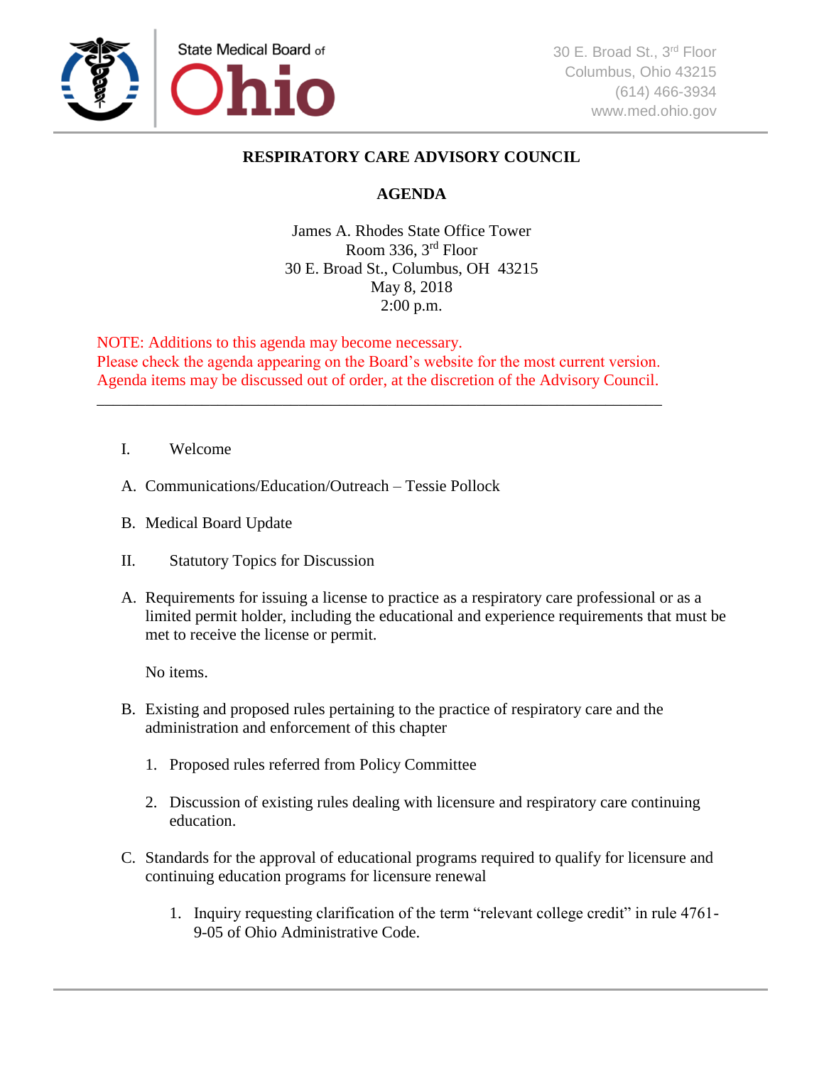State Medical Board of Ohio

30 E. Broad St., 3rd Floor
Columbus, Ohio 43215
(614) 466-3934
www.med.ohio.gov

# RESPIRATORY CARE ADVISORY COUNCIL

## AGENDA

James A. Rhodes State Office Tower
Room 336, 3rd Floor
30 E. Broad St., Columbus, OH 43215
May 8, 2018
2:00 p.m.

NOTE: Additions to this agenda may become necessary.
Please check the agenda appearing on the Board's website for the most current version.
Agenda items may be discussed out of order, at the discretion of the Advisory Council.

---

I. Welcome

A. Communications/Education/Outreach – Tessie Pollock

B. Medical Board Update

II. Statutory Topics for Discussion

A. Requirements for issuing a license to practice as a respiratory care professional or as a limited permit holder, including the educational and experience requirements that must be met to receive the license or permit.

   No items.

B. Existing and proposed rules pertaining to the practice of respiratory care and the administration and enforcement of this chapter

   1. Proposed rules referred from Policy Committee

   2. Discussion of existing rules dealing with licensure and respiratory care continuing education.

C. Standards for the approval of educational programs required to qualify for licensure and continuing education programs for licensure renewal

   1. Inquiry requesting clarification of the term "relevant college credit" in rule 4761-9-05 of Ohio Administrative Code.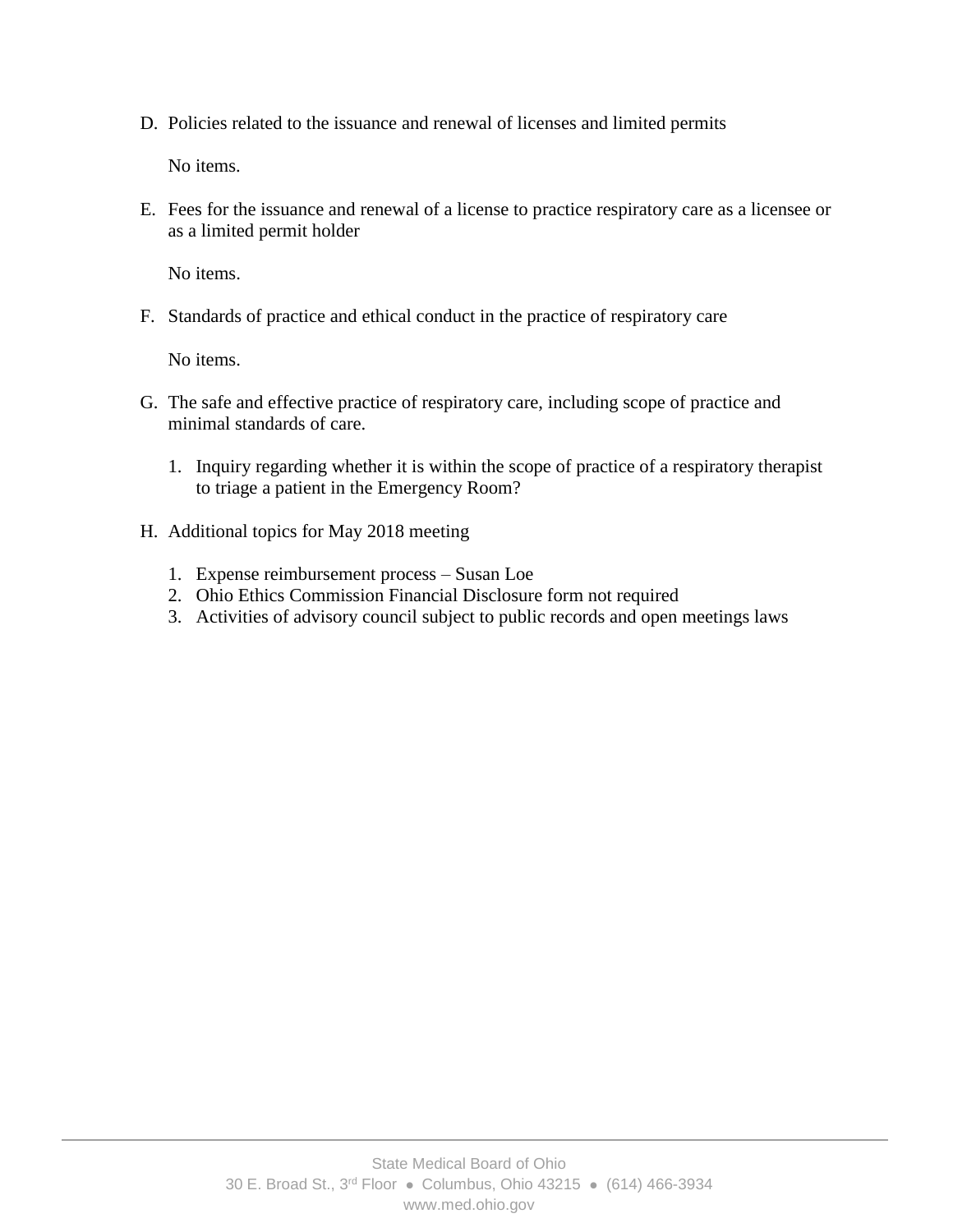D. Policies related to the issuance and renewal of licenses and limited permits

   No items.

E. Fees for the issuance and renewal of a license to practice respiratory care as a licensee or as a limited permit holder

   No items.

F. Standards of practice and ethical conduct in the practice of respiratory care

   No items.

G. The safe and effective practice of respiratory care, including scope of practice and minimal standards of care.

   1. Inquiry regarding whether it is within the scope of practice of a respiratory therapist to triage a patient in the Emergency Room?

H. Additional topics for May 2018 meeting

   1. Expense reimbursement process – Susan Loe
   2. Ohio Ethics Commission Financial Disclosure form not required
   3. Activities of advisory council subject to public records and open meetings laws